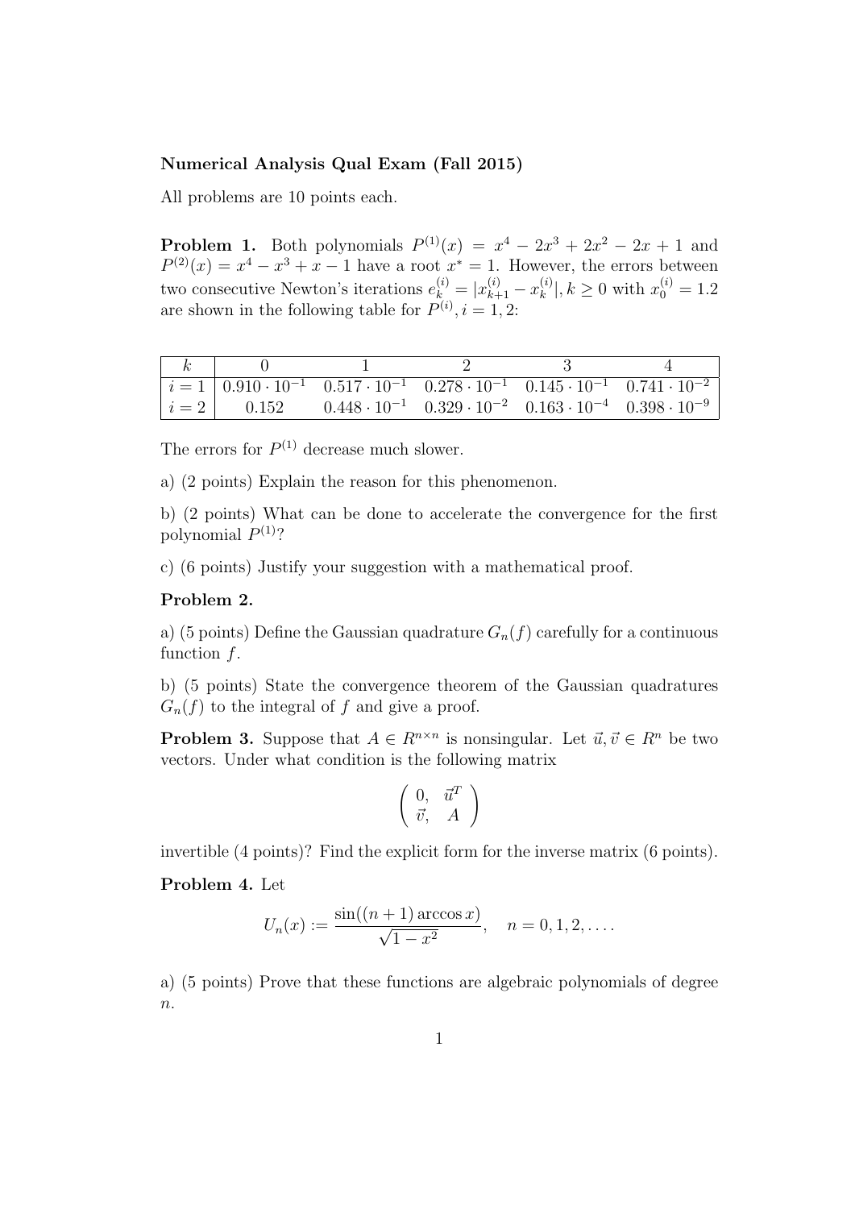**Numerical Analysis Qual Exam (Fall 2015)**

All problems are 10 points each.

**Problem 1.** Both polynomials $P^{(1)}(x) = x^4 - 2x^3 + 2x^2 - 2x + 1$ and $P^{(2)}(x) = x^4 - x^3 + x - 1$ have a root $x^* = 1$. However, the errors between two consecutive Newton's iterations $e_k^{(i)} = |x_{k+1}^{(i)} - x_k^{(i)}|, k \geq 0$ with $x_0^{(i)} = 1.2$ are shown in the following table for $P^{(i)}, i = 1, 2$:

| $k$ | 0 | 1 | 2 | 3 | 4 |
|---|---|---|---|---|---|
| $i = 1$ | $0.910 \cdot 10^{-1}$ | $0.517 \cdot 10^{-1}$ | $0.278 \cdot 10^{-1}$ | $0.145 \cdot 10^{-1}$ | $0.741 \cdot 10^{-2}$ |
| $i = 2$ | $0.152$ | $0.448 \cdot 10^{-1}$ | $0.329 \cdot 10^{-2}$ | $0.163 \cdot 10^{-4}$ | $0.398 \cdot 10^{-9}$ |

The errors for $P^{(1)}$ decrease much slower.

a) (2 points) Explain the reason for this phenomenon.

b) (2 points) What can be done to accelerate the convergence for the first polynomial $P^{(1)}$?

c) (6 points) Justify your suggestion with a mathematical proof.

**Problem 2.**

a) (5 points) Define the Gaussian quadrature $G_n(f)$ carefully for a continuous function $f$.

b) (5 points) State the convergence theorem of the Gaussian quadratures $G_n(f)$ to the integral of $f$ and give a proof.

**Problem 3.** Suppose that $A \in R^{n \times n}$ is nonsingular. Let $\vec{u}, \vec{v} \in R^n$ be two vectors. Under what condition is the following matrix

$$\begin{pmatrix} 0, & \vec{u}^T \\ \vec{v}, & A \end{pmatrix}$$

invertible (4 points)? Find the explicit form for the inverse matrix (6 points).

**Problem 4.** Let

$$U_n(x) := \frac{\sin((n+1)\arccos x)}{\sqrt{1 - x^2}}, \quad n = 0, 1, 2, \ldots.$$

a) (5 points) Prove that these functions are algebraic polynomials of degree $n$.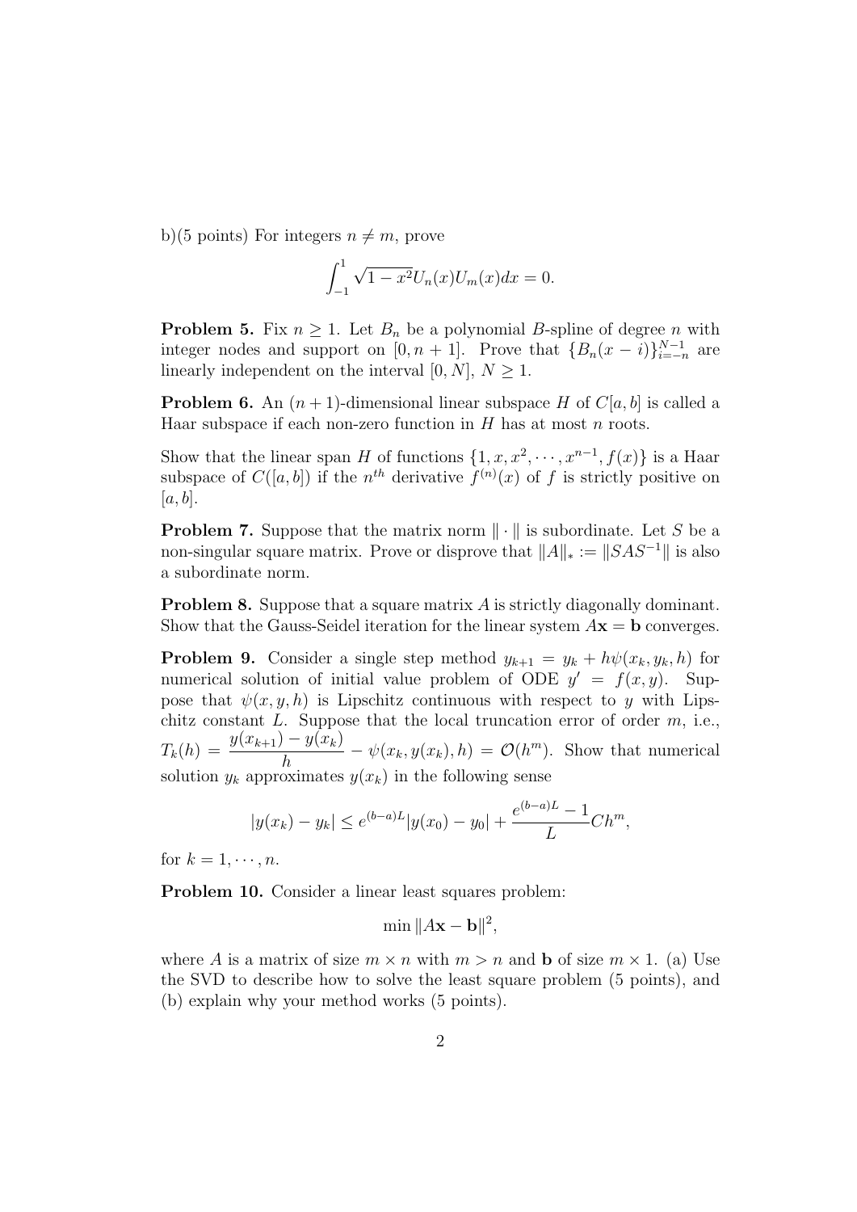b)(5 points) For integers $n \neq m$, prove

$$\int_{-1}^{1} \sqrt{1-x^2} U_n(x) U_m(x) dx = 0.$$

**Problem 5.** Fix $n \geq 1$. Let $B_n$ be a polynomial $B$-spline of degree $n$ with integer nodes and support on $[0, n+1]$. Prove that $\{B_n(x-i)\}_{i=-n}^{N-1}$ are linearly independent on the interval $[0, N]$, $N \geq 1$.

**Problem 6.** An $(n+1)$-dimensional linear subspace $H$ of $C[a,b]$ is called a Haar subspace if each non-zero function in $H$ has at most $n$ roots.

Show that the linear span $H$ of functions $\{1, x, x^2, \cdots, x^{n-1}, f(x)\}$ is a Haar subspace of $C([a,b])$ if the $n^{th}$ derivative $f^{(n)}(x)$ of $f$ is strictly positive on $[a,b]$.

**Problem 7.** Suppose that the matrix norm $\|\cdot\|$ is subordinate. Let $S$ be a non-singular square matrix. Prove or disprove that $\|A\|_* := \|SAS^{-1}\|$ is also a subordinate norm.

**Problem 8.** Suppose that a square matrix $A$ is strictly diagonally dominant. Show that the Gauss-Seidel iteration for the linear system $A\mathbf{x} = \mathbf{b}$ converges.

**Problem 9.** Consider a single step method $y_{k+1} = y_k + h\psi(x_k, y_k, h)$ for numerical solution of initial value problem of ODE $y' = f(x,y)$. Suppose that $\psi(x,y,h)$ is Lipschitz continuous with respect to $y$ with Lipschitz constant $L$. Suppose that the local truncation error of order $m$, i.e., $T_k(h) = \dfrac{y(x_{k+1}) - y(x_k)}{h} - \psi(x_k, y(x_k), h) = \mathcal{O}(h^m)$. Show that numerical solution $y_k$ approximates $y(x_k)$ in the following sense

$$|y(x_k) - y_k| \leq e^{(b-a)L}|y(x_0) - y_0| + \frac{e^{(b-a)L} - 1}{L} C h^m,$$

for $k = 1, \cdots, n$.

**Problem 10.** Consider a linear least squares problem:

$$\min \|A\mathbf{x} - \mathbf{b}\|^2,$$

where $A$ is a matrix of size $m \times n$ with $m > n$ and $\mathbf{b}$ of size $m \times 1$. (a) Use the SVD to describe how to solve the least square problem (5 points), and (b) explain why your method works (5 points).